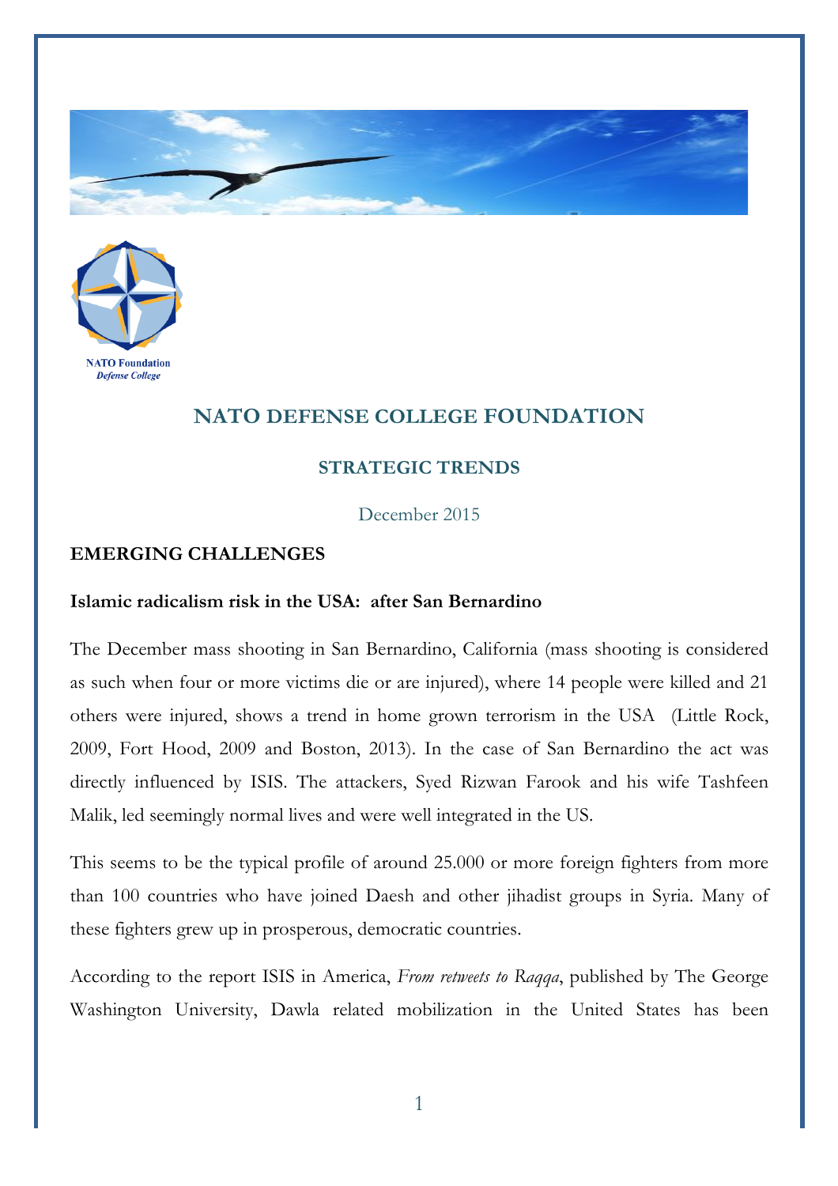NATO Foundation
*Defense College*

# NATO DEFENSE COLLEGE FOUNDATION

## STRATEGIC TRENDS

December 2015

### EMERGING CHALLENGES

**Islamic radicalism risk in the USA: after San Bernardino**

The December mass shooting in San Bernardino, California (mass shooting is considered as such when four or more victims die or are injured), where 14 people were killed and 21 others were injured, shows a trend in home grown terrorism in the USA (Little Rock, 2009, Fort Hood, 2009 and Boston, 2013). In the case of San Bernardino the act was directly influenced by ISIS. The attackers, Syed Rizwan Farook and his wife Tashfeen Malik, led seemingly normal lives and were well integrated in the US.

This seems to be the typical profile of around 25.000 or more foreign fighters from more than 100 countries who have joined Daesh and other jihadist groups in Syria. Many of these fighters grew up in prosperous, democratic countries.

According to the report ISIS in America, *From retweets to Raqqa*, published by The George Washington University, Dawla related mobilization in the United States has been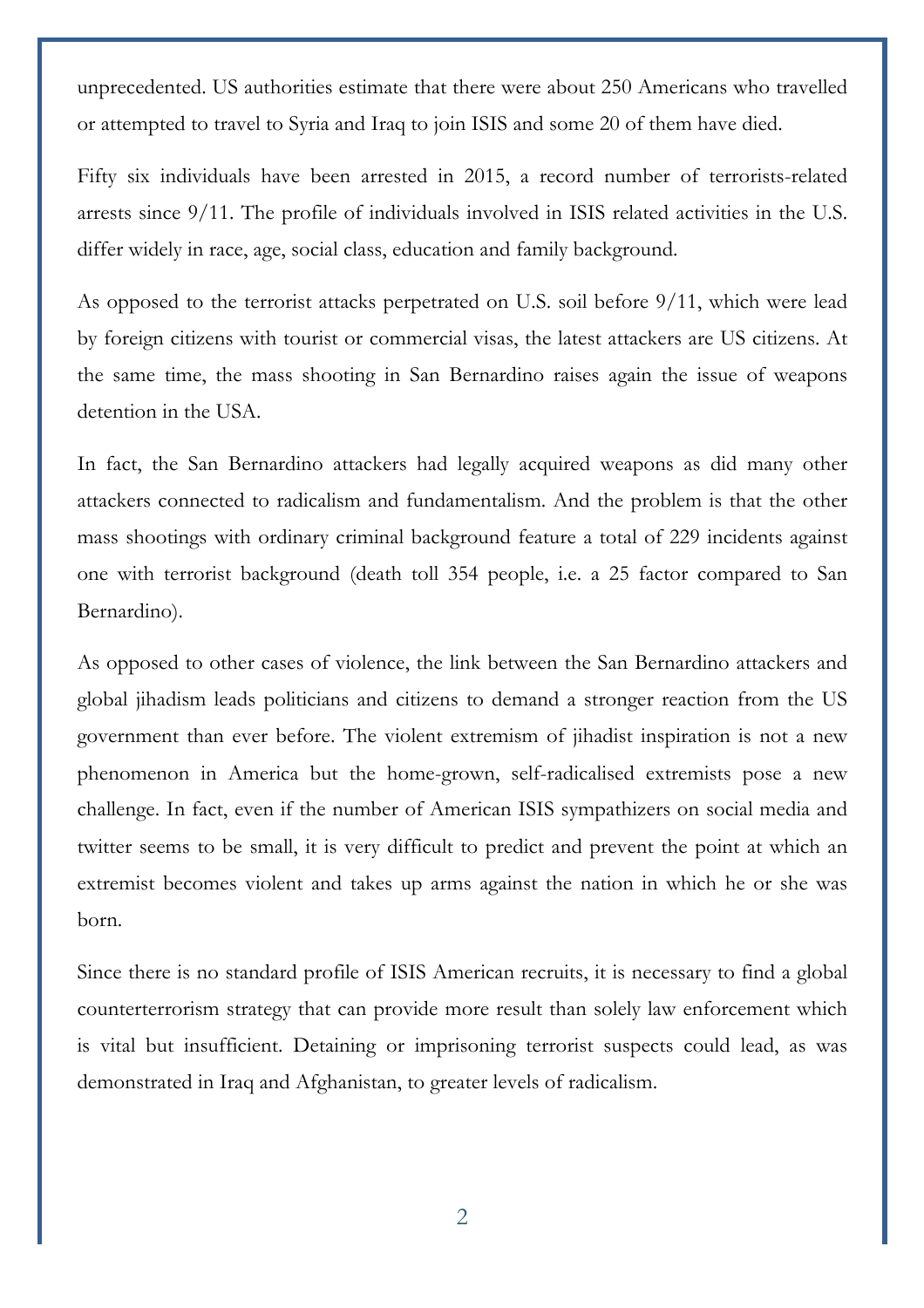unprecedented. US authorities estimate that there were about 250 Americans who travelled or attempted to travel to Syria and Iraq to join ISIS and some 20 of them have died.

Fifty six individuals have been arrested in 2015, a record number of terrorists-related arrests since 9/11. The profile of individuals involved in ISIS related activities in the U.S. differ widely in race, age, social class, education and family background.

As opposed to the terrorist attacks perpetrated on U.S. soil before 9/11, which were lead by foreign citizens with tourist or commercial visas, the latest attackers are US citizens. At the same time, the mass shooting in San Bernardino raises again the issue of weapons detention in the USA.

In fact, the San Bernardino attackers had legally acquired weapons as did many other attackers connected to radicalism and fundamentalism. And the problem is that the other mass shootings with ordinary criminal background feature a total of 229 incidents against one with terrorist background (death toll 354 people, i.e. a 25 factor compared to San Bernardino).

As opposed to other cases of violence, the link between the San Bernardino attackers and global jihadism leads politicians and citizens to demand a stronger reaction from the US government than ever before. The violent extremism of jihadist inspiration is not a new phenomenon in America but the home-grown, self-radicalised extremists pose a new challenge. In fact, even if the number of American ISIS sympathizers on social media and twitter seems to be small, it is very difficult to predict and prevent the point at which an extremist becomes violent and takes up arms against the nation in which he or she was born.

Since there is no standard profile of ISIS American recruits, it is necessary to find a global counterterrorism strategy that can provide more result than solely law enforcement which is vital but insufficient. Detaining or imprisoning terrorist suspects could lead, as was demonstrated in Iraq and Afghanistan, to greater levels of radicalism.